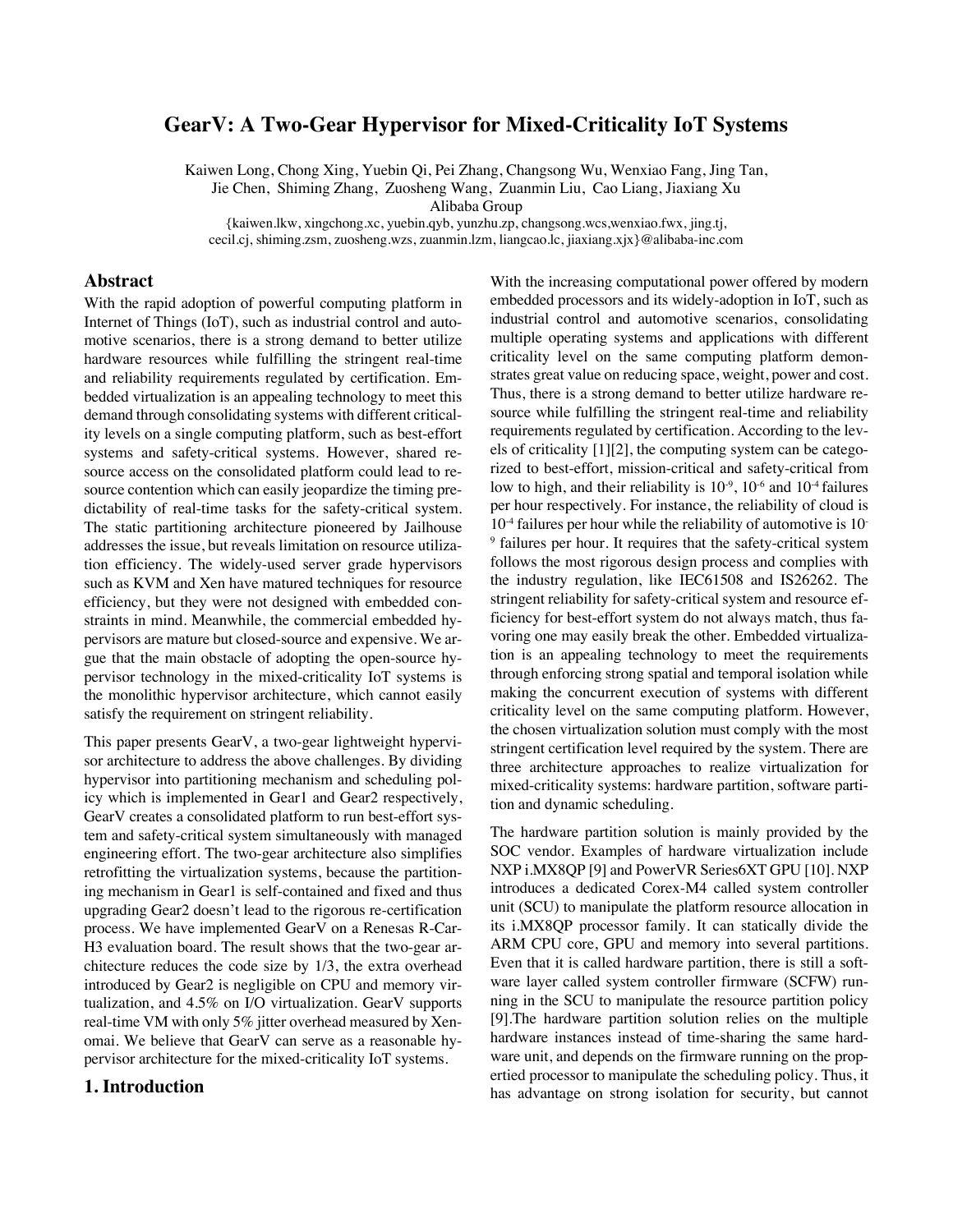# GearV: A Two-Gear Hypervisor for Mixed-Criticality IoT Systems

Kaiwen Long, Chong Xing, Yuebin Qi, Pei Zhang, Changsong Wu, Wenxiao Fang, Jing Tan, Jie Chen, Shiming Zhang, Zuosheng Wang, Zuanmin Liu, Cao Liang, Jiaxiang Xu

Alibaba Group

{kaiwen.lkw, xingchong.xc, yuebin.qyb, yunzhu.zp, changsong.wcs,wenxiao.fwx, jing.tj, cecil.cj, shiming.zsm, zuosheng.wzs, zuanmin.lzm, liangcao.lc, jiaxiang.xjx}@alibaba-inc.com

## Abstract

With the rapid adoption of powerful computing platform in Internet of Things (IoT), such as industrial control and automotive scenarios, there is a strong demand to better utilize hardware resources while fulfilling the stringent real-time and reliability requirements regulated by certification. Embedded virtualization is an appealing technology to meet this demand through consolidating systems with different criticality levels on a single computing platform, such as best-effort systems and safety-critical systems. However, shared resource access on the consolidated platform could lead to resource contention which can easily jeopardize the timing predictability of real-time tasks for the safety-critical system. The static partitioning architecture pioneered by Jailhouse addresses the issue, but reveals limitation on resource utilization efficiency. The widely-used server grade hypervisors such as KVM and Xen have matured techniques for resource efficiency, but they were not designed with embedded constraints in mind. Meanwhile, the commercial embedded hypervisors are mature but closed-source and expensive. We argue that the main obstacle of adopting the open-source hypervisor technology in the mixed-criticality IoT systems is the monolithic hypervisor architecture, which cannot easily satisfy the requirement on stringent reliability.

This paper presents GearV, a two-gear lightweight hypervisor architecture to address the above challenges. By dividing hypervisor into partitioning mechanism and scheduling policy which is implemented in Gear1 and Gear2 respectively, GearV creates a consolidated platform to run best-effort system and safety-critical system simultaneously with managed engineering effort. The two-gear architecture also simplifies retrofitting the virtualization systems, because the partitioning mechanism in Gear1 is self-contained and fixed and thus upgrading Gear2 doesn't lead to the rigorous re-certification process. We have implemented GearV on a Renesas R-Car-H3 evaluation board. The result shows that the two-gear architecture reduces the code size by 1/3, the extra overhead introduced by Gear2 is negligible on CPU and memory virtualization, and 4.5% on I/O virtualization. GearV supports real-time VM with only 5% jitter overhead measured by Xenomai. We believe that GearV can serve as a reasonable hypervisor architecture for the mixed-criticality IoT systems.

## 1. Introduction

With the increasing computational power offered by modern embedded processors and its widely-adoption in IoT, such as industrial control and automotive scenarios, consolidating multiple operating systems and applications with different criticality level on the same computing platform demonstrates great value on reducing space, weight, power and cost. Thus, there is a strong demand to better utilize hardware resource while fulfilling the stringent real-time and reliability requirements regulated by certification. According to the levels of criticality [1][2], the computing system can be categorized to best-effort, mission-critical and safety-critical from low to high, and their reliability is $10^{-9}$, $10^{-6}$ and $10^{-4}$ failures per hour respectively. For instance, the reliability of cloud is $10^{-4}$ failures per hour while the reliability of automotive is $10^{-9}$ failures per hour. It requires that the safety-critical system follows the most rigorous design process and complies with the industry regulation, like IEC61508 and IS26262. The stringent reliability for safety-critical system and resource efficiency for best-effort system do not always match, thus favoring one may easily break the other. Embedded virtualization is an appealing technology to meet the requirements through enforcing strong spatial and temporal isolation while making the concurrent execution of systems with different criticality level on the same computing platform. However, the chosen virtualization solution must comply with the most stringent certification level required by the system. There are three architecture approaches to realize virtualization for mixed-criticality systems: hardware partition, software partition and dynamic scheduling.

The hardware partition solution is mainly provided by the SOC vendor. Examples of hardware virtualization include NXP i.MX8QP [9] and PowerVR Series6XT GPU [10]. NXP introduces a dedicated Corex-M4 called system controller unit (SCU) to manipulate the platform resource allocation in its i.MX8QP processor family. It can statically divide the ARM CPU core, GPU and memory into several partitions. Even that it is called hardware partition, there is still a software layer called system controller firmware (SCFW) running in the SCU to manipulate the resource partition policy [9].The hardware partition solution relies on the multiple hardware instances instead of time-sharing the same hardware unit, and depends on the firmware running on the propertied processor to manipulate the scheduling policy. Thus, it has advantage on strong isolation for security, but cannot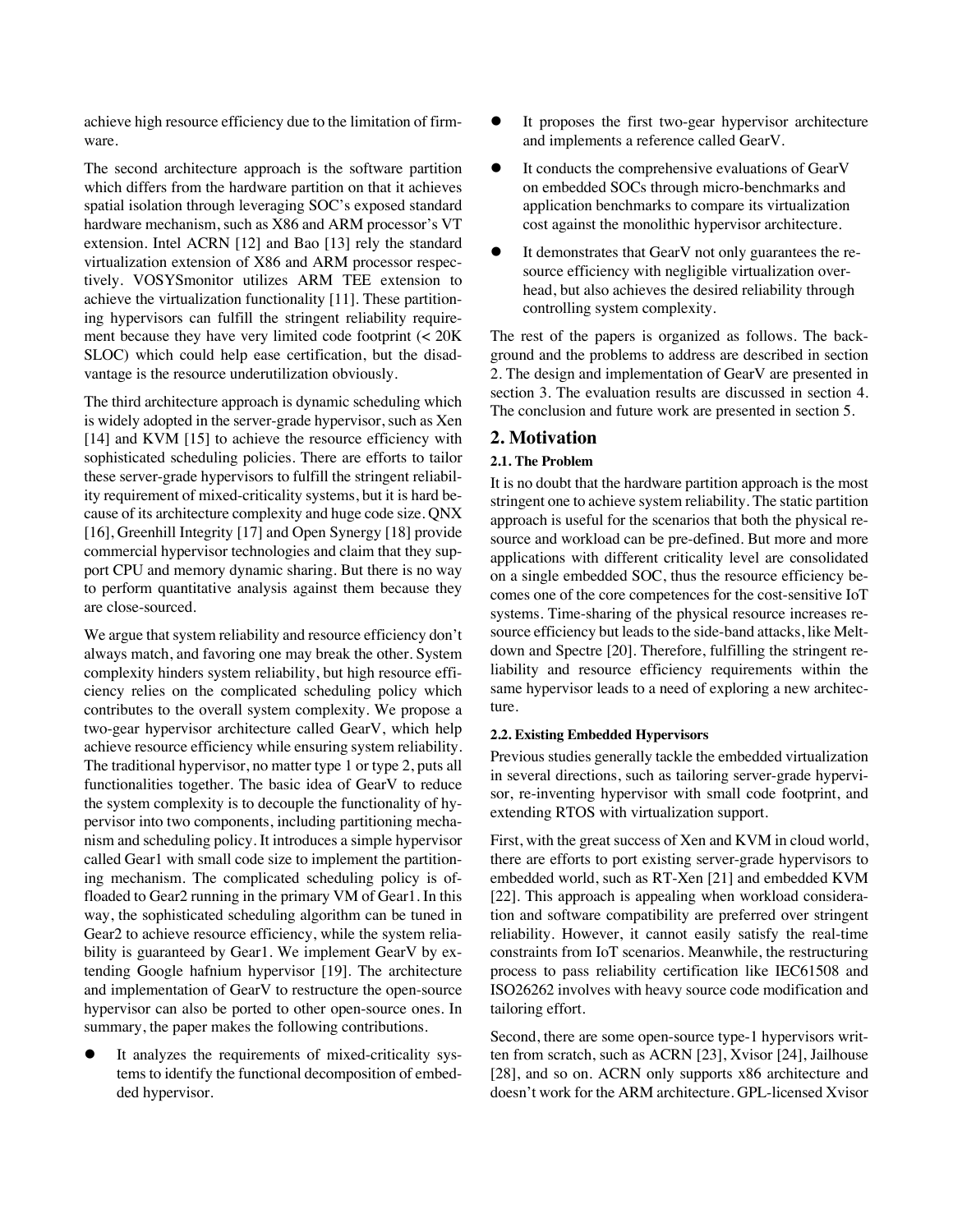achieve high resource efficiency due to the limitation of firmware.

The second architecture approach is the software partition which differs from the hardware partition on that it achieves spatial isolation through leveraging SOC's exposed standard hardware mechanism, such as X86 and ARM processor's VT extension. Intel ACRN [12] and Bao [13] rely the standard virtualization extension of X86 and ARM processor respectively. VOSYSmonitor utilizes ARM TEE extension to achieve the virtualization functionality [11]. These partitioning hypervisors can fulfill the stringent reliability requirement because they have very limited code footprint (< 20K SLOC) which could help ease certification, but the disadvantage is the resource underutilization obviously.

The third architecture approach is dynamic scheduling which is widely adopted in the server-grade hypervisor, such as Xen [14] and KVM [15] to achieve the resource efficiency with sophisticated scheduling policies. There are efforts to tailor these server-grade hypervisors to fulfill the stringent reliability requirement of mixed-criticality systems, but it is hard because of its architecture complexity and huge code size. QNX [16], Greenhill Integrity [17] and Open Synergy [18] provide commercial hypervisor technologies and claim that they support CPU and memory dynamic sharing. But there is no way to perform quantitative analysis against them because they are close-sourced.

We argue that system reliability and resource efficiency don't always match, and favoring one may break the other. System complexity hinders system reliability, but high resource efficiency relies on the complicated scheduling policy which contributes to the overall system complexity. We propose a two-gear hypervisor architecture called GearV, which help achieve resource efficiency while ensuring system reliability. The traditional hypervisor, no matter type 1 or type 2, puts all functionalities together. The basic idea of GearV to reduce the system complexity is to decouple the functionality of hypervisor into two components, including partitioning mechanism and scheduling policy. It introduces a simple hypervisor called Gear1 with small code size to implement the partitioning mechanism. The complicated scheduling policy is offloaded to Gear2 running in the primary VM of Gear1. In this way, the sophisticated scheduling algorithm can be tuned in Gear2 to achieve resource efficiency, while the system reliability is guaranteed by Gear1. We implement GearV by extending Google hafnium hypervisor [19]. The architecture and implementation of GearV to restructure the open-source hypervisor can also be ported to other open-source ones. In summary, the paper makes the following contributions.

- It analyzes the requirements of mixed-criticality systems to identify the functional decomposition of embedded hypervisor.
- It proposes the first two-gear hypervisor architecture and implements a reference called GearV.
- It conducts the comprehensive evaluations of GearV on embedded SOCs through micro-benchmarks and application benchmarks to compare its virtualization cost against the monolithic hypervisor architecture.
- It demonstrates that GearV not only guarantees the resource efficiency with negligible virtualization overhead, but also achieves the desired reliability through controlling system complexity.

The rest of the papers is organized as follows. The background and the problems to address are described in section 2. The design and implementation of GearV are presented in section 3. The evaluation results are discussed in section 4. The conclusion and future work are presented in section 5.

## 2. Motivation

### 2.1. The Problem

It is no doubt that the hardware partition approach is the most stringent one to achieve system reliability. The static partition approach is useful for the scenarios that both the physical resource and workload can be pre-defined. But more and more applications with different criticality level are consolidated on a single embedded SOC, thus the resource efficiency becomes one of the core competences for the cost-sensitive IoT systems. Time-sharing of the physical resource increases resource efficiency but leads to the side-band attacks, like Meltdown and Spectre [20]. Therefore, fulfilling the stringent reliability and resource efficiency requirements within the same hypervisor leads to a need of exploring a new architecture.

### 2.2. Existing Embedded Hypervisors

Previous studies generally tackle the embedded virtualization in several directions, such as tailoring server-grade hypervisor, re-inventing hypervisor with small code footprint, and extending RTOS with virtualization support.

First, with the great success of Xen and KVM in cloud world, there are efforts to port existing server-grade hypervisors to embedded world, such as RT-Xen [21] and embedded KVM [22]. This approach is appealing when workload consideration and software compatibility are preferred over stringent reliability. However, it cannot easily satisfy the real-time constraints from IoT scenarios. Meanwhile, the restructuring process to pass reliability certification like IEC61508 and ISO26262 involves with heavy source code modification and tailoring effort.

Second, there are some open-source type-1 hypervisors written from scratch, such as ACRN [23], Xvisor [24], Jailhouse [28], and so on. ACRN only supports x86 architecture and doesn't work for the ARM architecture. GPL-licensed Xvisor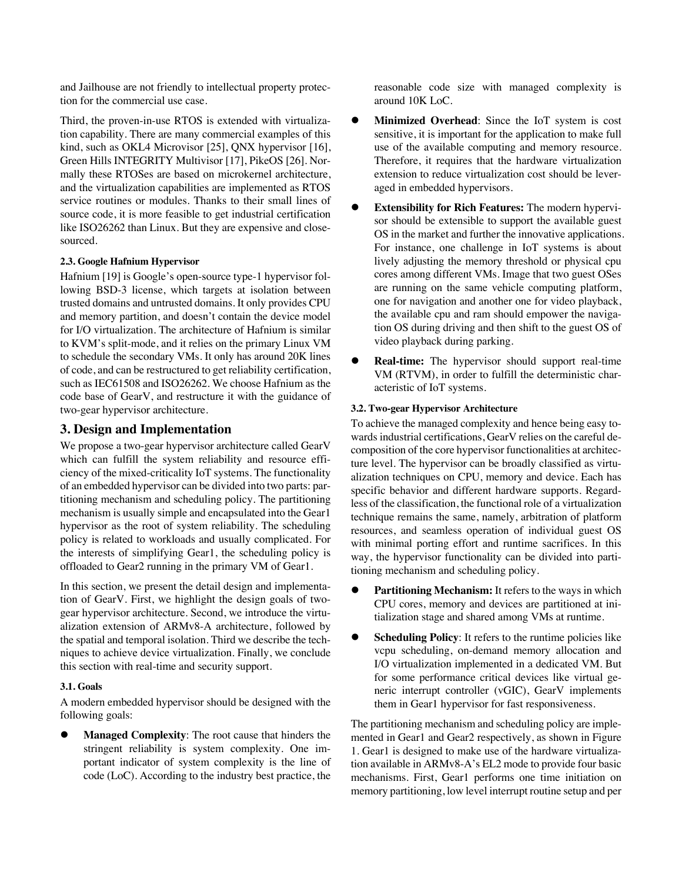and Jailhouse are not friendly to intellectual property protection for the commercial use case.

Third, the proven-in-use RTOS is extended with virtualization capability. There are many commercial examples of this kind, such as OKL4 Microvisor [25], QNX hypervisor [16], Green Hills INTEGRITY Multivisor [17], PikeOS [26]. Normally these RTOSes are based on microkernel architecture, and the virtualization capabilities are implemented as RTOS service routines or modules. Thanks to their small lines of source code, it is more feasible to get industrial certification like ISO26262 than Linux. But they are expensive and close-sourced.

#### 2.3. Google Hafnium Hypervisor

Hafnium [19] is Google's open-source type-1 hypervisor following BSD-3 license, which targets at isolation between trusted domains and untrusted domains. It only provides CPU and memory partition, and doesn't contain the device model for I/O virtualization. The architecture of Hafnium is similar to KVM's split-mode, and it relies on the primary Linux VM to schedule the secondary VMs. It only has around 20K lines of code, and can be restructured to get reliability certification, such as IEC61508 and ISO26262. We choose Hafnium as the code base of GearV, and restructure it with the guidance of two-gear hypervisor architecture.

## 3. Design and Implementation

We propose a two-gear hypervisor architecture called GearV which can fulfill the system reliability and resource efficiency of the mixed-criticality IoT systems. The functionality of an embedded hypervisor can be divided into two parts: partitioning mechanism and scheduling policy. The partitioning mechanism is usually simple and encapsulated into the Gear1 hypervisor as the root of system reliability. The scheduling policy is related to workloads and usually complicated. For the interests of simplifying Gear1, the scheduling policy is offloaded to Gear2 running in the primary VM of Gear1.

In this section, we present the detail design and implementation of GearV. First, we highlight the design goals of two-gear hypervisor architecture. Second, we introduce the virtualization extension of ARMv8-A architecture, followed by the spatial and temporal isolation. Third we describe the techniques to achieve device virtualization. Finally, we conclude this section with real-time and security support.

#### 3.1. Goals

A modern embedded hypervisor should be designed with the following goals:

- **Managed Complexity**: The root cause that hinders the stringent reliability is system complexity. One important indicator of system complexity is the line of code (LoC). According to the industry best practice, the reasonable code size with managed complexity is around 10K LoC.
- **Minimized Overhead**: Since the IoT system is cost sensitive, it is important for the application to make full use of the available computing and memory resource. Therefore, it requires that the hardware virtualization extension to reduce virtualization cost should be leveraged in embedded hypervisors.
- **Extensibility for Rich Features:** The modern hypervisor should be extensible to support the available guest OS in the market and further the innovative applications. For instance, one challenge in IoT systems is about lively adjusting the memory threshold or physical cpu cores among different VMs. Image that two guest OSes are running on the same vehicle computing platform, one for navigation and another one for video playback, the available cpu and ram should empower the navigation OS during driving and then shift to the guest OS of video playback during parking.
- **Real-time:** The hypervisor should support real-time VM (RTVM), in order to fulfill the deterministic characteristic of IoT systems.

#### 3.2. Two-gear Hypervisor Architecture

To achieve the managed complexity and hence being easy towards industrial certifications, GearV relies on the careful decomposition of the core hypervisor functionalities at architecture level. The hypervisor can be broadly classified as virtualization techniques on CPU, memory and device. Each has specific behavior and different hardware supports. Regardless of the classification, the functional role of a virtualization technique remains the same, namely, arbitration of platform resources, and seamless operation of individual guest OS with minimal porting effort and runtime sacrifices. In this way, the hypervisor functionality can be divided into partitioning mechanism and scheduling policy.

- **Partitioning Mechanism:** It refers to the ways in which CPU cores, memory and devices are partitioned at initialization stage and shared among VMs at runtime.
- **Scheduling Policy**: It refers to the runtime policies like vcpu scheduling, on-demand memory allocation and I/O virtualization implemented in a dedicated VM. But for some performance critical devices like virtual generic interrupt controller (vGIC), GearV implements them in Gear1 hypervisor for fast responsiveness.

The partitioning mechanism and scheduling policy are implemented in Gear1 and Gear2 respectively, as shown in Figure 1. Gear1 is designed to make use of the hardware virtualization available in ARMv8-A's EL2 mode to provide four basic mechanisms. First, Gear1 performs one time initiation on memory partitioning, low level interrupt routine setup and per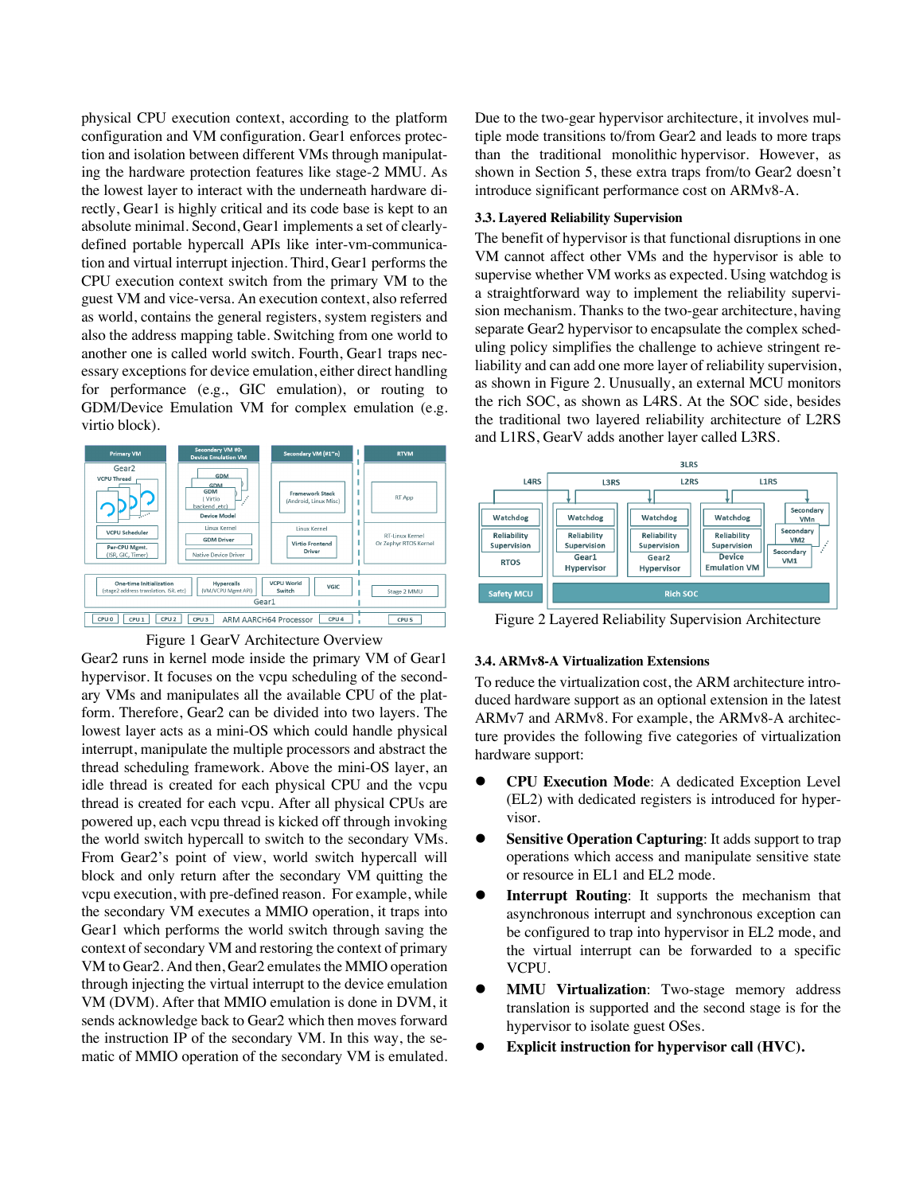physical CPU execution context, according to the platform configuration and VM configuration. Gear1 enforces protection and isolation between different VMs through manipulating the hardware protection features like stage-2 MMU. As the lowest layer to interact with the underneath hardware directly, Gear1 is highly critical and its code base is kept to an absolute minimal. Second, Gear1 implements a set of clearly-defined portable hypercall APIs like inter-vm-communication and virtual interrupt injection. Third, Gear1 performs the CPU execution context switch from the primary VM to the guest VM and vice-versa. An execution context, also referred as world, contains the general registers, system registers and also the address mapping table. Switching from one world to another one is called world switch. Fourth, Gear1 traps necessary exceptions for device emulation, either direct handling for performance (e.g., GIC emulation), or routing to GDM/Device Emulation VM for complex emulation (e.g. virtio block).

Figure 1 GearV Architecture Overview

Gear2 runs in kernel mode inside the primary VM of Gear1 hypervisor. It focuses on the vcpu scheduling of the secondary VMs and manipulates all the available CPU of the platform. Therefore, Gear2 can be divided into two layers. The lowest layer acts as a mini-OS which could handle physical interrupt, manipulate the multiple processors and abstract the thread scheduling framework. Above the mini-OS layer, an idle thread is created for each physical CPU and the vcpu thread is created for each vcpu. After all physical CPUs are powered up, each vcpu thread is kicked off through invoking the world switch hypercall to switch to the secondary VMs. From Gear2's point of view, world switch hypercall will block and only return after the secondary VM quitting the vcpu execution, with pre-defined reason. For example, while the secondary VM executes a MMIO operation, it traps into Gear1 which performs the world switch through saving the context of secondary VM and restoring the context of primary VM to Gear2. And then, Gear2 emulates the MMIO operation through injecting the virtual interrupt to the device emulation VM (DVM). After that MMIO emulation is done in DVM, it sends acknowledge back to Gear2 which then moves forward the instruction IP of the secondary VM. In this way, the sematic of MMIO operation of the secondary VM is emulated.

Due to the two-gear hypervisor architecture, it involves multiple mode transitions to/from Gear2 and leads to more traps than the traditional monolithic hypervisor. However, as shown in Section 5, these extra traps from/to Gear2 doesn't introduce significant performance cost on ARMv8-A.

### 3.3. Layered Reliability Supervision

The benefit of hypervisor is that functional disruptions in one VM cannot affect other VMs and the hypervisor is able to supervise whether VM works as expected. Using watchdog is a straightforward way to implement the reliability supervision mechanism. Thanks to the two-gear architecture, having separate Gear2 hypervisor to encapsulate the complex scheduling policy simplifies the challenge to achieve stringent reliability and can add one more layer of reliability supervision, as shown in Figure 2. Unusually, an external MCU monitors the rich SOC, as shown as L4RS. At the SOC side, besides the traditional two layered reliability architecture of L2RS and L1RS, GearV adds another layer called L3RS.

Figure 2 Layered Reliability Supervision Architecture

### 3.4. ARMv8-A Virtualization Extensions

To reduce the virtualization cost, the ARM architecture introduced hardware support as an optional extension in the latest ARMv7 and ARMv8. For example, the ARMv8-A architecture provides the following five categories of virtualization hardware support:

- **CPU Execution Mode**: A dedicated Exception Level (EL2) with dedicated registers is introduced for hypervisor.
- **Sensitive Operation Capturing**: It adds support to trap operations which access and manipulate sensitive state or resource in EL1 and EL2 mode.
- **Interrupt Routing**: It supports the mechanism that asynchronous interrupt and synchronous exception can be configured to trap into hypervisor in EL2 mode, and the virtual interrupt can be forwarded to a specific VCPU.
- **MMU Virtualization**: Two-stage memory address translation is supported and the second stage is for the hypervisor to isolate guest OSes.
- **Explicit instruction for hypervisor call (HVC).**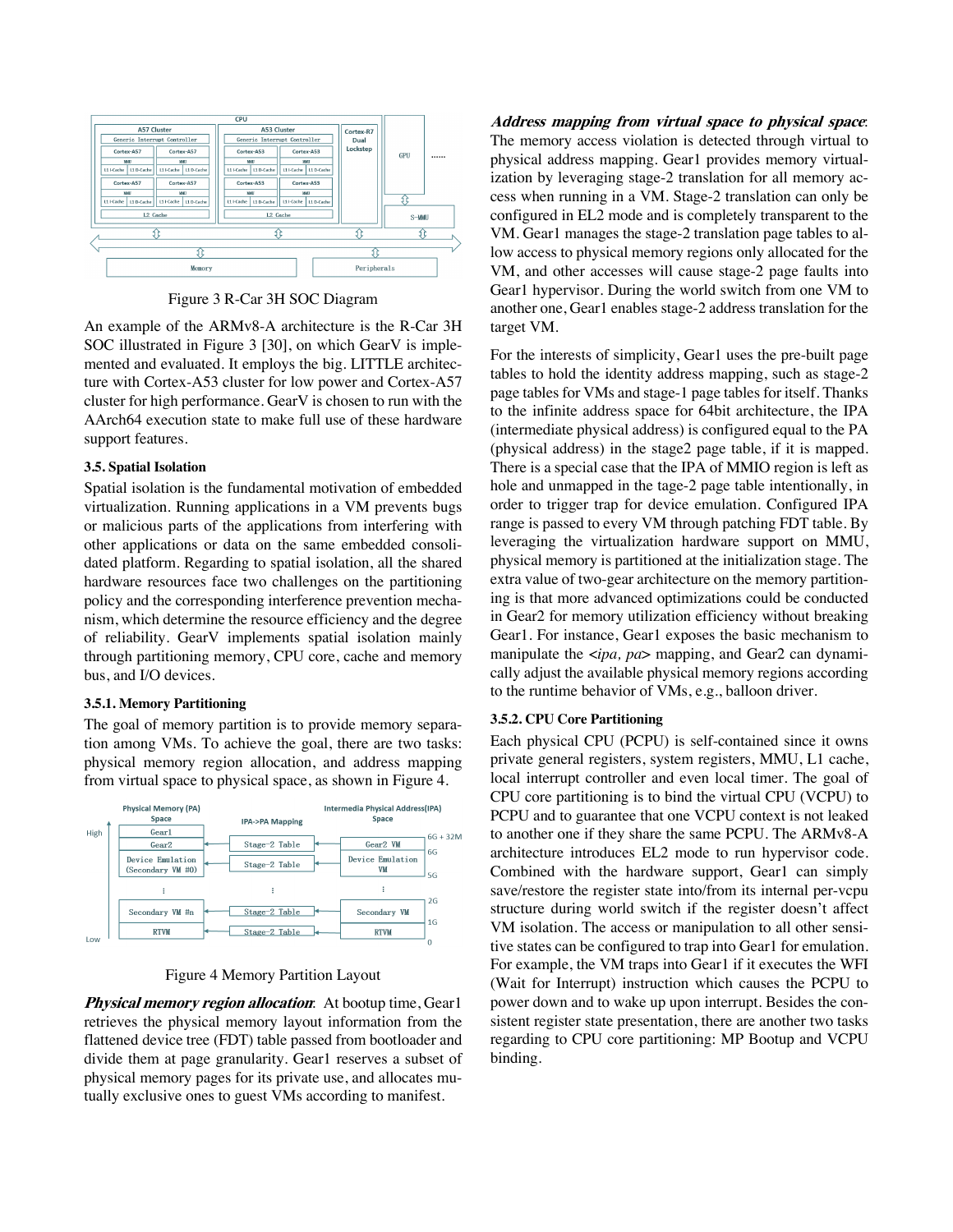Figure 3 R-Car 3H SOC Diagram

An example of the ARMv8-A architecture is the R-Car 3H SOC illustrated in Figure 3 [30], on which GearV is implemented and evaluated. It employs the big. LITTLE architecture with Cortex-A53 cluster for low power and Cortex-A57 cluster for high performance. GearV is chosen to run with the AArch64 execution state to make full use of these hardware support features.

### 3.5. Spatial Isolation

Spatial isolation is the fundamental motivation of embedded virtualization. Running applications in a VM prevents bugs or malicious parts of the applications from interfering with other applications or data on the same embedded consolidated platform. Regarding to spatial isolation, all the shared hardware resources face two challenges on the partitioning policy and the corresponding interference prevention mechanism, which determine the resource efficiency and the degree of reliability. GearV implements spatial isolation mainly through partitioning memory, CPU core, cache and memory bus, and I/O devices.

#### 3.5.1. Memory Partitioning

The goal of memory partition is to provide memory separation among VMs. To achieve the goal, there are two tasks: physical memory region allocation, and address mapping from virtual space to physical space, as shown in Figure 4.

Figure 4 Memory Partition Layout

***Physical memory region allocation***: At bootup time, Gear1 retrieves the physical memory layout information from the flattened device tree (FDT) table passed from bootloader and divide them at page granularity. Gear1 reserves a subset of physical memory pages for its private use, and allocates mutually exclusive ones to guest VMs according to manifest.

***Address mapping from virtual space to physical space***: The memory access violation is detected through virtual to physical address mapping. Gear1 provides memory virtualization by leveraging stage-2 translation for all memory access when running in a VM. Stage-2 translation can only be configured in EL2 mode and is completely transparent to the VM. Gear1 manages the stage-2 translation page tables to allow access to physical memory regions only allocated for the VM, and other accesses will cause stage-2 page faults into Gear1 hypervisor. During the world switch from one VM to another one, Gear1 enables stage-2 address translation for the target VM.

For the interests of simplicity, Gear1 uses the pre-built page tables to hold the identity address mapping, such as stage-2 page tables for VMs and stage-1 page tables for itself. Thanks to the infinite address space for 64bit architecture, the IPA (intermediate physical address) is configured equal to the PA (physical address) in the stage2 page table, if it is mapped. There is a special case that the IPA of MMIO region is left as hole and unmapped in the tage-2 page table intentionally, in order to trigger trap for device emulation. Configured IPA range is passed to every VM through patching FDT table. By leveraging the virtualization hardware support on MMU, physical memory is partitioned at the initialization stage. The extra value of two-gear architecture on the memory partitioning is that more advanced optimizations could be conducted in Gear2 for memory utilization efficiency without breaking Gear1. For instance, Gear1 exposes the basic mechanism to manipulate the <*ipa, pa*> mapping, and Gear2 can dynamically adjust the available physical memory regions according to the runtime behavior of VMs, e.g., balloon driver.

#### 3.5.2. CPU Core Partitioning

Each physical CPU (PCPU) is self-contained since it owns private general registers, system registers, MMU, L1 cache, local interrupt controller and even local timer. The goal of CPU core partitioning is to bind the virtual CPU (VCPU) to PCPU and to guarantee that one VCPU context is not leaked to another one if they share the same PCPU. The ARMv8-A architecture introduces EL2 mode to run hypervisor code. Combined with the hardware support, Gear1 can simply save/restore the register state into/from its internal per-vcpu structure during world switch if the register doesn't affect VM isolation. The access or manipulation to all other sensitive states can be configured to trap into Gear1 for emulation. For example, the VM traps into Gear1 if it executes the WFI (Wait for Interrupt) instruction which causes the PCPU to power down and to wake up upon interrupt. Besides the consistent register state presentation, there are another two tasks regarding to CPU core partitioning: MP Bootup and VCPU binding.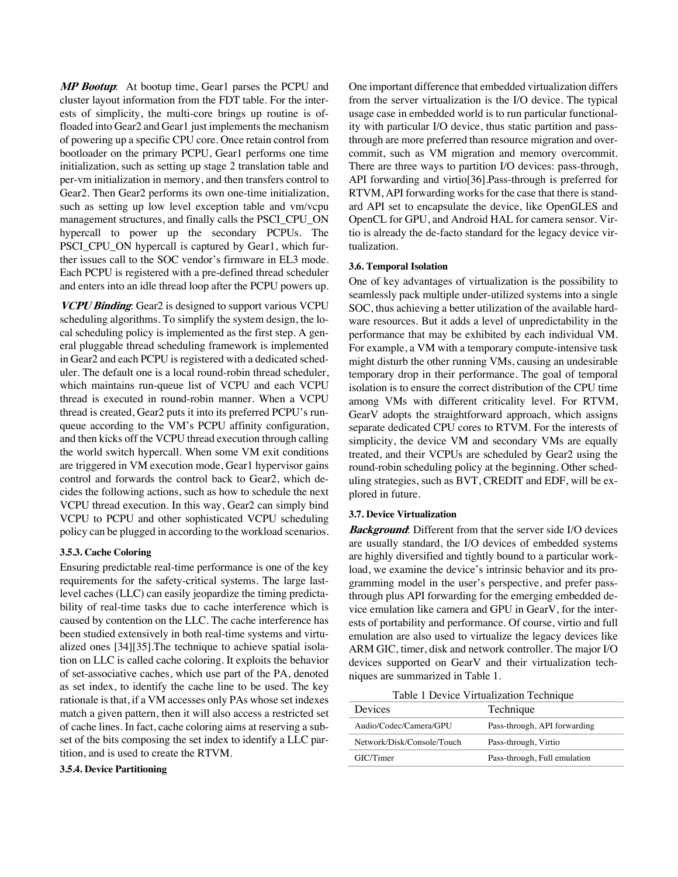***MP Bootup***: At bootup time, Gear1 parses the PCPU and cluster layout information from the FDT table. For the interests of simplicity, the multi-core brings up routine is offloaded into Gear2 and Gear1 just implements the mechanism of powering up a specific CPU core. Once retain control from bootloader on the primary PCPU, Gear1 performs one time initialization, such as setting up stage 2 translation table and per-vm initialization in memory, and then transfers control to Gear2. Then Gear2 performs its own one-time initialization, such as setting up low level exception table and vm/vcpu management structures, and finally calls the PSCI_CPU_ON hypercall to power up the secondary PCPUs. The PSCI_CPU_ON hypercall is captured by Gear1, which further issues call to the SOC vendor's firmware in EL3 mode. Each PCPU is registered with a pre-defined thread scheduler and enters into an idle thread loop after the PCPU powers up.

***VCPU Binding***: Gear2 is designed to support various VCPU scheduling algorithms. To simplify the system design, the local scheduling policy is implemented as the first step. A general pluggable thread scheduling framework is implemented in Gear2 and each PCPU is registered with a dedicated scheduler. The default one is a local round-robin thread scheduler, which maintains run-queue list of VCPU and each VCPU thread is executed in round-robin manner. When a VCPU thread is created, Gear2 puts it into its preferred PCPU's run-queue according to the VM's PCPU affinity configuration, and then kicks off the VCPU thread execution through calling the world switch hypercall. When some VM exit conditions are triggered in VM execution mode, Gear1 hypervisor gains control and forwards the control back to Gear2, which decides the following actions, such as how to schedule the next VCPU thread execution. In this way, Gear2 can simply bind VCPU to PCPU and other sophisticated VCPU scheduling policy can be plugged in according to the workload scenarios.

#### 3.5.3. Cache Coloring

Ensuring predictable real-time performance is one of the key requirements for the safety-critical systems. The large last-level caches (LLC) can easily jeopardize the timing predictability of real-time tasks due to cache interference which is caused by contention on the LLC. The cache interference has been studied extensively in both real-time systems and virtualized ones [34][35].The technique to achieve spatial isolation on LLC is called cache coloring. It exploits the behavior of set-associative caches, which use part of the PA, denoted as set index, to identify the cache line to be used. The key rationale is that, if a VM accesses only PAs whose set indexes match a given pattern, then it will also access a restricted set of cache lines. In fact, cache coloring aims at reserving a subset of the bits composing the set index to identify a LLC partition, and is used to create the RTVM.

#### 3.5.4. Device Partitioning

One important difference that embedded virtualization differs from the server virtualization is the I/O device. The typical usage case in embedded world is to run particular functionality with particular I/O device, thus static partition and pass-through are more preferred than resource migration and overcommit, such as VM migration and memory overcommit. There are three ways to partition I/O devices: pass-through, API forwarding and virtio[36].Pass-through is preferred for RTVM, API forwarding works for the case that there is standard API set to encapsulate the device, like OpenGLES and OpenCL for GPU, and Android HAL for camera sensor. Virtio is already the de-facto standard for the legacy device virtualization.

### 3.6. Temporal Isolation

One of key advantages of virtualization is the possibility to seamlessly pack multiple under-utilized systems into a single SOC, thus achieving a better utilization of the available hardware resources. But it adds a level of unpredictability in the performance that may be exhibited by each individual VM. For example, a VM with a temporary compute-intensive task might disturb the other running VMs, causing an undesirable temporary drop in their performance. The goal of temporal isolation is to ensure the correct distribution of the CPU time among VMs with different criticality level. For RTVM, GearV adopts the straightforward approach, which assigns separate dedicated CPU cores to RTVM. For the interests of simplicity, the device VM and secondary VMs are equally treated, and their VCPUs are scheduled by Gear2 using the round-robin scheduling policy at the beginning. Other scheduling strategies, such as BVT, CREDIT and EDF, will be explored in future.

### 3.7. Device Virtualization

***Background***: Different from that the server side I/O devices are usually standard, the I/O devices of embedded systems are highly diversified and tightly bound to a particular workload, we examine the device's intrinsic behavior and its programming model in the user's perspective, and prefer pass-through plus API forwarding for the emerging embedded device emulation like camera and GPU in GearV, for the interests of portability and performance. Of course, virtio and full emulation are also used to virtualize the legacy devices like ARM GIC, timer, disk and network controller. The major I/O devices supported on GearV and their virtualization techniques are summarized in Table 1.

Table 1 Device Virtualization Technique

| Devices | Technique |
|---|---|
| Audio/Codec/Camera/GPU | Pass-through, API forwarding |
| Network/Disk/Console/Touch | Pass-through, Virtio |
| GIC/Timer | Pass-through, Full emulation |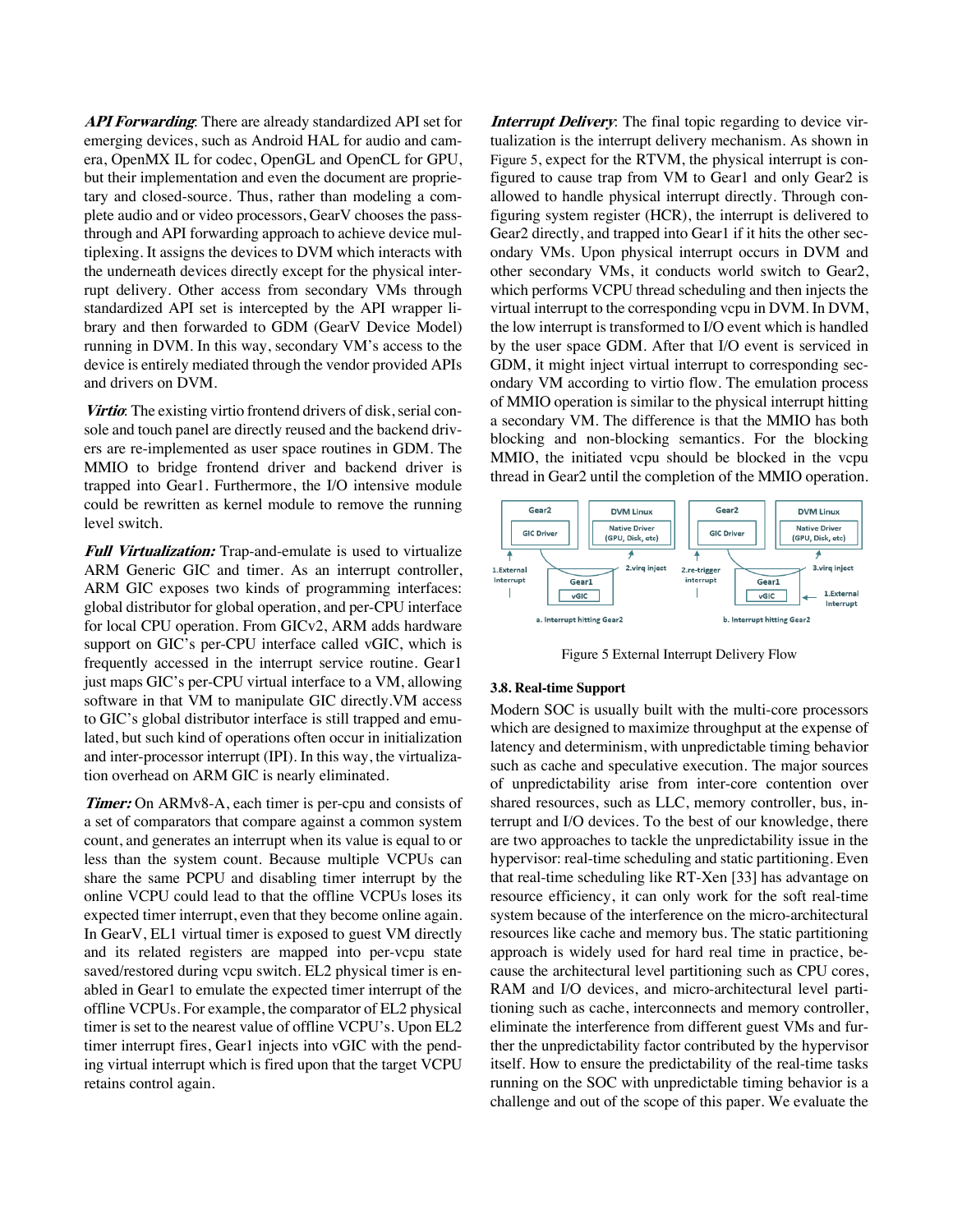***API Forwarding***: There are already standardized API set for emerging devices, such as Android HAL for audio and camera, OpenMX IL for codec, OpenGL and OpenCL for GPU, but their implementation and even the document are proprietary and closed-source. Thus, rather than modeling a complete audio and or video processors, GearV chooses the pass-through and API forwarding approach to achieve device multiplexing. It assigns the devices to DVM which interacts with the underneath devices directly except for the physical interrupt delivery. Other access from secondary VMs through standardized API set is intercepted by the API wrapper library and then forwarded to GDM (GearV Device Model) running in DVM. In this way, secondary VM's access to the device is entirely mediated through the vendor provided APIs and drivers on DVM.

***Virtio***: The existing virtio frontend drivers of disk, serial console and touch panel are directly reused and the backend drivers are re-implemented as user space routines in GDM. The MMIO to bridge frontend driver and backend driver is trapped into Gear1. Furthermore, the I/O intensive module could be rewritten as kernel module to remove the running level switch.

***Full Virtualization:*** Trap-and-emulate is used to virtualize ARM Generic GIC and timer. As an interrupt controller, ARM GIC exposes two kinds of programming interfaces: global distributor for global operation, and per-CPU interface for local CPU operation. From GICv2, ARM adds hardware support on GIC's per-CPU interface called vGIC, which is frequently accessed in the interrupt service routine. Gear1 just maps GIC's per-CPU virtual interface to a VM, allowing software in that VM to manipulate GIC directly.VM access to GIC's global distributor interface is still trapped and emulated, but such kind of operations often occur in initialization and inter-processor interrupt (IPI). In this way, the virtualization overhead on ARM GIC is nearly eliminated.

***Timer:*** On ARMv8-A, each timer is per-cpu and consists of a set of comparators that compare against a common system count, and generates an interrupt when its value is equal to or less than the system count. Because multiple VCPUs can share the same PCPU and disabling timer interrupt by the online VCPU could lead to that the offline VCPUs loses its expected timer interrupt, even that they become online again. In GearV, EL1 virtual timer is exposed to guest VM directly and its related registers are mapped into per-vcpu state saved/restored during vcpu switch. EL2 physical timer is enabled in Gear1 to emulate the expected timer interrupt of the offline VCPUs. For example, the comparator of EL2 physical timer is set to the nearest value of offline VCPU's. Upon EL2 timer interrupt fires, Gear1 injects into vGIC with the pending virtual interrupt which is fired upon that the target VCPU retains control again.

***Interrupt Delivery***: The final topic regarding to device virtualization is the interrupt delivery mechanism. As shown in Figure 5, expect for the RTVM, the physical interrupt is configured to cause trap from VM to Gear1 and only Gear2 is allowed to handle physical interrupt directly. Through configuring system register (HCR), the interrupt is delivered to Gear2 directly, and trapped into Gear1 if it hits the other secondary VMs. Upon physical interrupt occurs in DVM and other secondary VMs, it conducts world switch to Gear2, which performs VCPU thread scheduling and then injects the virtual interrupt to the corresponding vcpu in DVM. In DVM, the low interrupt is transformed to I/O event which is handled by the user space GDM. After that I/O event is serviced in GDM, it might inject virtual interrupt to corresponding secondary VM according to virtio flow. The emulation process of MMIO operation is similar to the physical interrupt hitting a secondary VM. The difference is that the MMIO has both blocking and non-blocking semantics. For the blocking MMIO, the initiated vcpu should be blocked in the vcpu thread in Gear2 until the completion of the MMIO operation.

Figure 5 External Interrupt Delivery Flow

### 3.8. Real-time Support

Modern SOC is usually built with the multi-core processors which are designed to maximize throughput at the expense of latency and determinism, with unpredictable timing behavior such as cache and speculative execution. The major sources of unpredictability arise from inter-core contention over shared resources, such as LLC, memory controller, bus, interrupt and I/O devices. To the best of our knowledge, there are two approaches to tackle the unpredictability issue in the hypervisor: real-time scheduling and static partitioning. Even that real-time scheduling like RT-Xen [33] has advantage on resource efficiency, it can only work for the soft real-time system because of the interference on the micro-architectural resources like cache and memory bus. The static partitioning approach is widely used for hard real time in practice, because the architectural level partitioning such as CPU cores, RAM and I/O devices, and micro-architectural level partitioning such as cache, interconnects and memory controller, eliminate the interference from different guest VMs and further the unpredictability factor contributed by the hypervisor itself. How to ensure the predictability of the real-time tasks running on the SOC with unpredictable timing behavior is a challenge and out of the scope of this paper. We evaluate the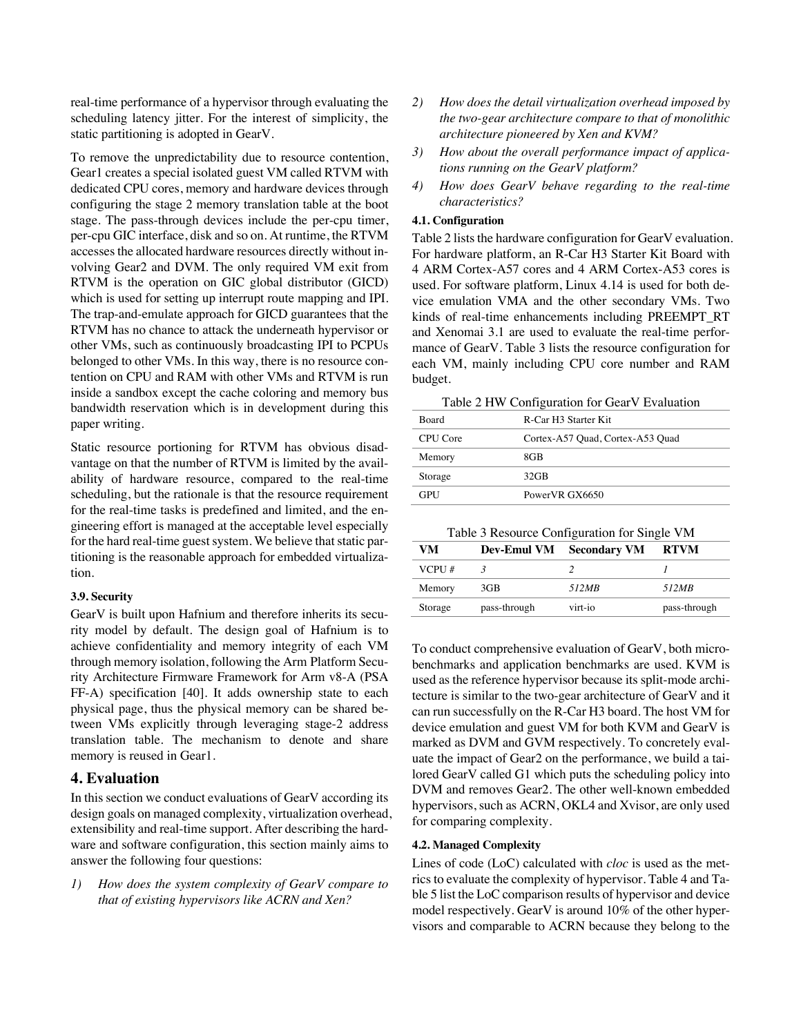real-time performance of a hypervisor through evaluating the scheduling latency jitter. For the interest of simplicity, the static partitioning is adopted in GearV.

To remove the unpredictability due to resource contention, Gear1 creates a special isolated guest VM called RTVM with dedicated CPU cores, memory and hardware devices through configuring the stage 2 memory translation table at the boot stage. The pass-through devices include the per-cpu timer, per-cpu GIC interface, disk and so on. At runtime, the RTVM accesses the allocated hardware resources directly without involving Gear2 and DVM. The only required VM exit from RTVM is the operation on GIC global distributor (GICD) which is used for setting up interrupt route mapping and IPI. The trap-and-emulate approach for GICD guarantees that the RTVM has no chance to attack the underneath hypervisor or other VMs, such as continuously broadcasting IPI to PCPUs belonged to other VMs. In this way, there is no resource contention on CPU and RAM with other VMs and RTVM is run inside a sandbox except the cache coloring and memory bus bandwidth reservation which is in development during this paper writing.

Static resource portioning for RTVM has obvious disadvantage on that the number of RTVM is limited by the availability of hardware resource, compared to the real-time scheduling, but the rationale is that the resource requirement for the real-time tasks is predefined and limited, and the engineering effort is managed at the acceptable level especially for the hard real-time guest system. We believe that static partitioning is the reasonable approach for embedded virtualization.

#### 3.9. Security

GearV is built upon Hafnium and therefore inherits its security model by default. The design goal of Hafnium is to achieve confidentiality and memory integrity of each VM through memory isolation, following the Arm Platform Security Architecture Firmware Framework for Arm v8-A (PSA FF-A) specification [40]. It adds ownership state to each physical page, thus the physical memory can be shared between VMs explicitly through leveraging stage-2 address translation table. The mechanism to denote and share memory is reused in Gear1.

## 4. Evaluation

In this section we conduct evaluations of GearV according its design goals on managed complexity, virtualization overhead, extensibility and real-time support. After describing the hardware and software configuration, this section mainly aims to answer the following four questions:

1) *How does the system complexity of GearV compare to that of existing hypervisors like ACRN and Xen?*
2) *How does the detail virtualization overhead imposed by the two-gear architecture compare to that of monolithic architecture pioneered by Xen and KVM?*
3) *How about the overall performance impact of applications running on the GearV platform?*
4) *How does GearV behave regarding to the real-time characteristics?*

#### 4.1. Configuration

Table 2 lists the hardware configuration for GearV evaluation. For hardware platform, an R-Car H3 Starter Kit Board with 4 ARM Cortex-A57 cores and 4 ARM Cortex-A53 cores is used. For software platform, Linux 4.14 is used for both device emulation VMA and the other secondary VMs. Two kinds of real-time enhancements including PREEMPT_RT and Xenomai 3.1 are used to evaluate the real-time performance of GearV. Table 3 lists the resource configuration for each VM, mainly including CPU core number and RAM budget.

Table 2 HW Configuration for GearV Evaluation

| | |
|---|---|
| Board | R-Car H3 Starter Kit |
| CPU Core | Cortex-A57 Quad, Cortex-A53 Quad |
| Memory | 8GB |
| Storage | 32GB |
| GPU | PowerVR GX6650 |

Table 3 Resource Configuration for Single VM

| VM | Dev-Emul VM | Secondary VM | RTVM |
|---|---|---|---|
| VCPU # | *3* | *2* | *1* |
| Memory | 3GB | *512MB* | *512MB* |
| Storage | pass-through | virt-io | pass-through |

To conduct comprehensive evaluation of GearV, both micro-benchmarks and application benchmarks are used. KVM is used as the reference hypervisor because its split-mode architecture is similar to the two-gear architecture of GearV and it can run successfully on the R-Car H3 board. The host VM for device emulation and guest VM for both KVM and GearV is marked as DVM and GVM respectively. To concretely evaluate the impact of Gear2 on the performance, we build a tailored GearV called G1 which puts the scheduling policy into DVM and removes Gear2. The other well-known embedded hypervisors, such as ACRN, OKL4 and Xvisor, are only used for comparing complexity.

#### 4.2. Managed Complexity

Lines of code (LoC) calculated with *cloc* is used as the metrics to evaluate the complexity of hypervisor. Table 4 and Table 5 list the LoC comparison results of hypervisor and device model respectively. GearV is around 10% of the other hypervisors and comparable to ACRN because they belong to the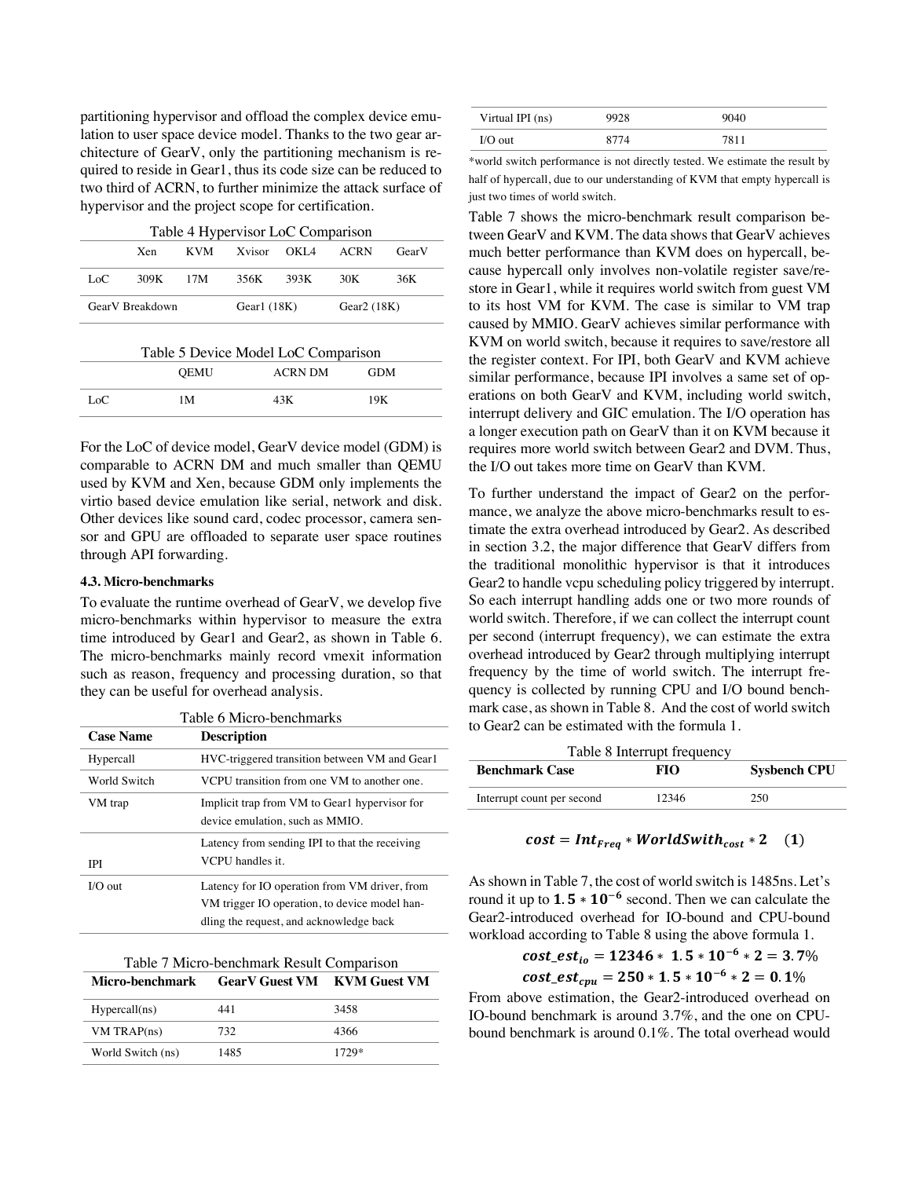partitioning hypervisor and offload the complex device emulation to user space device model. Thanks to the two gear architecture of GearV, only the partitioning mechanism is required to reside in Gear1, thus its code size can be reduced to two third of ACRN, to further minimize the attack surface of hypervisor and the project scope for certification.

Table 4 Hypervisor LoC Comparison

| | Xen | KVM | Xvisor | OKL4 | ACRN | GearV |
|---|---|---|---|---|---|---|
| LoC | 309K | 17M | 356K | 393K | 30K | 36K |
| GearV Breakdown | | | Gear1 (18K) | | Gear2 (18K) | |

Table 5 Device Model LoC Comparison

| | QEMU | ACRN DM | GDM |
|---|---|---|---|
| LoC | 1M | 43K | 19K |

For the LoC of device model, GearV device model (GDM) is comparable to ACRN DM and much smaller than QEMU used by KVM and Xen, because GDM only implements the virtio based device emulation like serial, network and disk. Other devices like sound card, codec processor, camera sensor and GPU are offloaded to separate user space routines through API forwarding.

### 4.3. Micro-benchmarks

To evaluate the runtime overhead of GearV, we develop five micro-benchmarks within hypervisor to measure the extra time introduced by Gear1 and Gear2, as shown in Table 6. The micro-benchmarks mainly record vmexit information such as reason, frequency and processing duration, so that they can be useful for overhead analysis.

Table 6 Micro-benchmarks

| Case Name | Description |
|---|---|
| Hypercall | HVC-triggered transition between VM and Gear1 |
| World Switch | VCPU transition from one VM to another one. |
| VM trap | Implicit trap from VM to Gear1 hypervisor for device emulation, such as MMIO. |
| IPI | Latency from sending IPI to that the receiving VCPU handles it. |
| I/O out | Latency for IO operation from VM driver, from VM trigger IO operation, to device model handling the request, and acknowledge back |

Table 7 Micro-benchmark Result Comparison

| Micro-benchmark | GearV Guest VM | KVM Guest VM |
|---|---|---|
| Hypercall(ns) | 441 | 3458 |
| VM TRAP(ns) | 732 | 4366 |
| World Switch (ns) | 1485 | 1729* |
| Virtual IPI (ns) | 9928 | 9040 |
| I/O out | 8774 | 7811 |

*world switch performance is not directly tested. We estimate the result by half of hypercall, due to our understanding of KVM that empty hypercall is just two times of world switch.

Table 7 shows the micro-benchmark result comparison between GearV and KVM. The data shows that GearV achieves much better performance than KVM does on hypercall, because hypercall only involves non-volatile register save/restore in Gear1, while it requires world switch from guest VM to its host VM for KVM. The case is similar to VM trap caused by MMIO. GearV achieves similar performance with KVM on world switch, because it requires to save/restore all the register context. For IPI, both GearV and KVM achieve similar performance, because IPI involves a same set of operations on both GearV and KVM, including world switch, interrupt delivery and GIC emulation. The I/O operation has a longer execution path on GearV than it on KVM because it requires more world switch between Gear2 and DVM. Thus, the I/O out takes more time on GearV than KVM.

To further understand the impact of Gear2 on the performance, we analyze the above micro-benchmarks result to estimate the extra overhead introduced by Gear2. As described in section 3.2, the major difference that GearV differs from the traditional monolithic hypervisor is that it introduces Gear2 to handle vcpu scheduling policy triggered by interrupt. So each interrupt handling adds one or two more rounds of world switch. Therefore, if we can collect the interrupt count per second (interrupt frequency), we can estimate the extra overhead introduced by Gear2 through multiplying interrupt frequency by the time of world switch. The interrupt frequency is collected by running CPU and I/O bound benchmark case, as shown in Table 8. And the cost of world switch to Gear2 can be estimated with the formula 1.

Table 8 Interrupt frequency

| Benchmark Case | FIO | Sysbench CPU |
|---|---|---|
| Interrupt count per second | 12346 | 250 |

$$\boldsymbol{cost = Int_{Freq} * WorldSwith_{cost} * 2} \quad (\mathbf{1})$$

As shown in Table 7, the cost of world switch is 1485ns. Let's round it up to $\mathbf{1.5 * 10^{-6}}$ second. Then we can calculate the Gear2-introduced overhead for IO-bound and CPU-bound workload according to Table 8 using the above formula 1.

$$\boldsymbol{cost\_est_{io} = 12346 * 1.5 * 10^{-6} * 2 = 3.7\%}$$

$$\boldsymbol{cost\_est_{cpu} = 250 * 1.5 * 10^{-6} * 2 = 0.1\%}$$

From above estimation, the Gear2-introduced overhead on IO-bound benchmark is around 3.7%, and the one on CPU-bound benchmark is around 0.1%. The total overhead would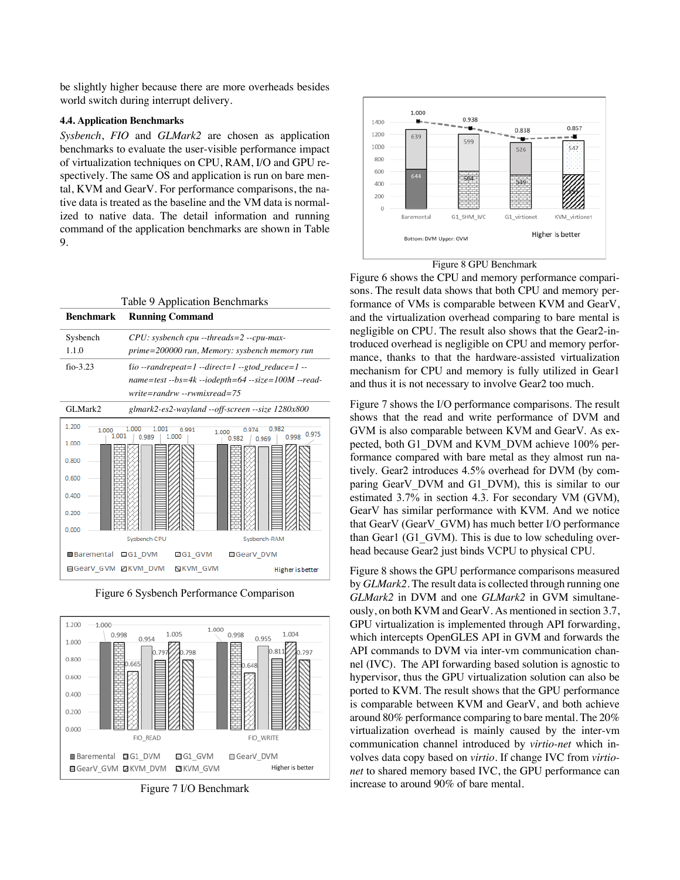be slightly higher because there are more overheads besides world switch during interrupt delivery.

### 4.4. Application Benchmarks

*Sysbench*, *FIO* and *GLMark2* are chosen as application benchmarks to evaluate the user-visible performance impact of virtualization techniques on CPU, RAM, I/O and GPU respectively. The same OS and application is run on bare mental, KVM and GearV. For performance comparisons, the native data is treated as the baseline and the VM data is normalized to native data. The detail information and running command of the application benchmarks are shown in Table 9.

Table 9 Application Benchmarks

| Benchmark | Running Command |
|---|---|
| Sysbench 1.1.0 | *CPU: sysbench cpu --threads=2 --cpu-max-prime=200000 run, Memory: sysbench memory run* |
| fio-3.23 | *fio --randrepeat=1 --direct=1 --gtod_reduce=1 --name=test --bs=4k --iodepth=64 --size=100M --readwrite=randrw --rwmixread=75* |
| GLMark2 | *glmark2-es2-wayland --off-screen --size 1280x800* |

Figure 6 Sysbench Performance Comparison

Figure 7 I/O Benchmark

Figure 8 GPU Benchmark

Figure 6 shows the CPU and memory performance comparisons. The result data shows that both CPU and memory performance of VMs is comparable between KVM and GearV, and the virtualization overhead comparing to bare mental is negligible on CPU. The result also shows that the Gear2-introduced overhead is negligible on CPU and memory performance, thanks to that the hardware-assisted virtualization mechanism for CPU and memory is fully utilized in Gear1 and thus it is not necessary to involve Gear2 too much.

Figure 7 shows the I/O performance comparisons. The result shows that the read and write performance of DVM and GVM is also comparable between KVM and GearV. As expected, both G1_DVM and KVM_DVM achieve 100% performance compared with bare metal as they almost run natively. Gear2 introduces 4.5% overhead for DVM (by comparing GearV_DVM and G1_DVM), this is similar to our estimated 3.7% in section 4.3. For secondary VM (GVM), GearV has similar performance with KVM. And we notice that GearV (GearV_GVM) has much better I/O performance than Gear1 (G1_GVM). This is due to low scheduling overhead because Gear2 just binds VCPU to physical CPU.

Figure 8 shows the GPU performance comparisons measured by *GLMark2*. The result data is collected through running one *GLMark2* in DVM and one *GLMark2* in GVM simultaneously, on both KVM and GearV. As mentioned in section 3.7, GPU virtualization is implemented through API forwarding, which intercepts OpenGLES API in GVM and forwards the API commands to DVM via inter-vm communication channel (IVC). The API forwarding based solution is agnostic to hypervisor, thus the GPU virtualization solution can also be ported to KVM. The result shows that the GPU performance is comparable between KVM and GearV, and both achieve around 80% performance comparing to bare mental. The 20% virtualization overhead is mainly caused by the inter-vm communication channel introduced by *virtio-net* which involves data copy based on *virtio*. If change IVC from *virtio-net* to shared memory based IVC, the GPU performance can increase to around 90% of bare mental.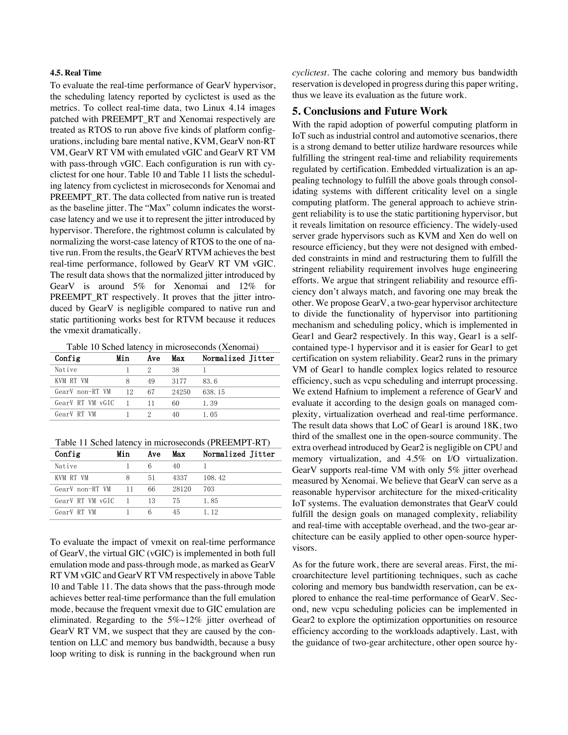#### 4.5. Real Time

To evaluate the real-time performance of GearV hypervisor, the scheduling latency reported by cyclictest is used as the metrics. To collect real-time data, two Linux 4.14 images patched with PREEMPT_RT and Xenomai respectively are treated as RTOS to run above five kinds of platform configurations, including bare mental native, KVM, GearV non-RT VM, GearV RT VM with emulated vGIC and GearV RT VM with pass-through vGIC. Each configuration is run with cyclictest for one hour. Table 10 and Table 11 lists the scheduling latency from cyclictest in microseconds for Xenomai and PREEMPT_RT. The data collected from native run is treated as the baseline jitter. The "Max" column indicates the worst-case latency and we use it to represent the jitter introduced by hypervisor. Therefore, the rightmost column is calculated by normalizing the worst-case latency of RTOS to the one of native run. From the results, the GearV RTVM achieves the best real-time performance, followed by GearV RT VM vGIC. The result data shows that the normalized jitter introduced by GearV is around 5% for Xenomai and 12% for PREEMPT_RT respectively. It proves that the jitter introduced by GearV is negligible compared to native run and static partitioning works best for RTVM because it reduces the vmexit dramatically.

Table 10 Sched latency in microseconds (Xenomai)

| Config | Min | Ave | Max | Normalized Jitter |
|---|---|---|---|---|
| Native | 1 | 2 | 38 | 1 |
| KVM RT VM | 8 | 49 | 3177 | 83.6 |
| GearV non-RT VM | 12 | 67 | 24250 | 638.15 |
| GearV RT VM vGIC | 1 | 11 | 60 | 1.39 |
| GearV RT VM | 1 | 2 | 40 | 1.05 |

Table 11 Sched latency in microseconds (PREEMPT-RT)

| Config | Min | Ave | Max | Normalized Jitter |
|---|---|---|---|---|
| Native | 1 | 6 | 40 | 1 |
| KVM RT VM | 8 | 51 | 4337 | 108.42 |
| GearV non-RT VM | 11 | 66 | 28120 | 703 |
| GearV RT VM vGIC | 1 | 13 | 75 | 1.85 |
| GearV RT VM | 1 | 6 | 45 | 1.12 |

To evaluate the impact of vmexit on real-time performance of GearV, the virtual GIC (vGIC) is implemented in both full emulation mode and pass-through mode, as marked as GearV RT VM vGIC and GearV RT VM respectively in above Table 10 and Table 11. The data shows that the pass-through mode achieves better real-time performance than the full emulation mode, because the frequent vmexit due to GIC emulation are eliminated. Regarding to the 5%~12% jitter overhead of GearV RT VM, we suspect that they are caused by the contention on LLC and memory bus bandwidth, because a busy loop writing to disk is running in the background when run *cyclictest*. The cache coloring and memory bus bandwidth reservation is developed in progress during this paper writing, thus we leave its evaluation as the future work.

## 5. Conclusions and Future Work

With the rapid adoption of powerful computing platform in IoT such as industrial control and automotive scenarios, there is a strong demand to better utilize hardware resources while fulfilling the stringent real-time and reliability requirements regulated by certification. Embedded virtualization is an appealing technology to fulfill the above goals through consolidating systems with different criticality level on a single computing platform. The general approach to achieve stringent reliability is to use the static partitioning hypervisor, but it reveals limitation on resource efficiency. The widely-used server grade hypervisors such as KVM and Xen do well on resource efficiency, but they were not designed with embedded constraints in mind and restructuring them to fulfill the stringent reliability requirement involves huge engineering efforts. We argue that stringent reliability and resource efficiency don't always match, and favoring one may break the other. We propose GearV, a two-gear hypervisor architecture to divide the functionality of hypervisor into partitioning mechanism and scheduling policy, which is implemented in Gear1 and Gear2 respectively. In this way, Gear1 is a self-contained type-1 hypervisor and it is easier for Gear1 to get certification on system reliability. Gear2 runs in the primary VM of Gear1 to handle complex logics related to resource efficiency, such as vcpu scheduling and interrupt processing. We extend Hafnium to implement a reference of GearV and evaluate it according to the design goals on managed complexity, virtualization overhead and real-time performance. The result data shows that LoC of Gear1 is around 18K, two third of the smallest one in the open-source community. The extra overhead introduced by Gear2 is negligible on CPU and memory virtualization, and 4.5% on I/O virtualization. GearV supports real-time VM with only 5% jitter overhead measured by Xenomai. We believe that GearV can serve as a reasonable hypervisor architecture for the mixed-criticality IoT systems. The evaluation demonstrates that GearV could fulfill the design goals on managed complexity, reliability and real-time with acceptable overhead, and the two-gear architecture can be easily applied to other open-source hypervisors.

As for the future work, there are several areas. First, the microarchitecture level partitioning techniques, such as cache coloring and memory bus bandwidth reservation, can be explored to enhance the real-time performance of GearV. Second, new vcpu scheduling policies can be implemented in Gear2 to explore the optimization opportunities on resource efficiency according to the workloads adaptively. Last, with the guidance of two-gear architecture, other open source hy-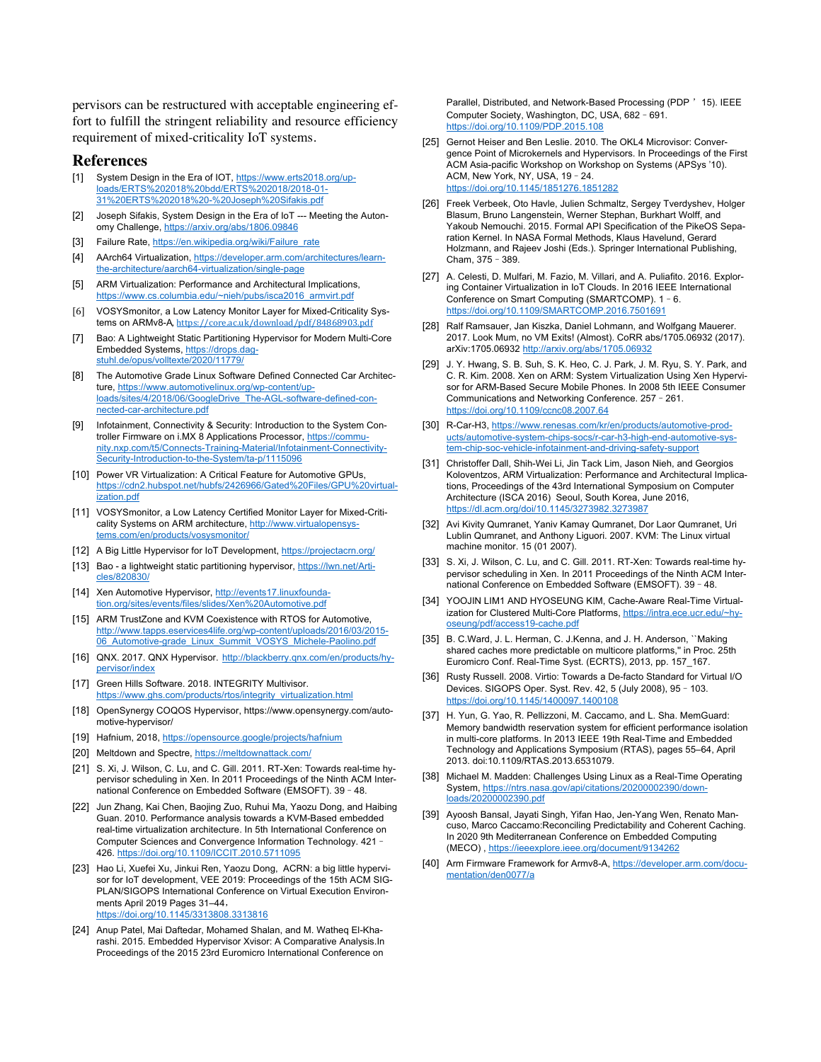pervisors can be restructured with acceptable engineering effort to fulfill the stringent reliability and resource efficiency requirement of mixed-criticality IoT systems.

## References

[1] System Design in the Era of IOT, https://www.erts2018.org/uploads/ERTS%202018%20bdd/ERTS%202018/2018-01-31%20ERTS%202018%20-%20Joseph%20Sifakis.pdf

[2] Joseph Sifakis, System Design in the Era of IoT --- Meeting the Autonomy Challenge, https://arxiv.org/abs/1806.09846

[3] Failure Rate, https://en.wikipedia.org/wiki/Failure_rate

[4] AArch64 Virtualization, https://developer.arm.com/architectures/learn-the-architecture/aarch64-virtualization/single-page

[5] ARM Virtualization: Performance and Architectural Implications, https://www.cs.columbia.edu/~nieh/pubs/isca2016_armvirt.pdf

[6] VOSYSmonitor, a Low Latency Monitor Layer for Mixed-Criticality Systems on ARMv8-A, https://core.ac.uk/download/pdf/84868903.pdf

[7] Bao: A Lightweight Static Partitioning Hypervisor for Modern Multi-Core Embedded Systems, https://drops.dagstuhl.de/opus/volltexte/2020/11779/

[8] The Automotive Grade Linux Software Defined Connected Car Architecture, https://www.automotivelinux.org/wp-content/uploads/sites/4/2018/06/GoogleDrive_The-AGL-software-defined-connected-car-architecture.pdf

[9] Infotainment, Connectivity & Security: Introduction to the System Controller Firmware on i.MX 8 Applications Processor, https://community.nxp.com/t5/Connects-Training-Material/Infotainment-Connectivity-Security-Introduction-to-the-System/ta-p/1115096

[10] Power VR Virtualization: A Critical Feature for Automotive GPUs, https://cdn2.hubspot.net/hubfs/2426966/Gated%20Files/GPU%20virtualization.pdf

[11] VOSYSmonitor, a Low Latency Certified Monitor Layer for Mixed-Criticality Systems on ARM architecture, http://www.virtualopensystems.com/en/products/vosysmonitor/

[12] A Big Little Hypervisor for IoT Development, https://projectacrn.org/

[13] Bao - a lightweight static partitioning hypervisor, https://lwn.net/Articles/820830/

[14] Xen Automotive Hypervisor, http://events17.linuxfoundation.org/sites/events/files/slides/Xen%20Automotive.pdf

[15] ARM TrustZone and KVM Coexistence with RTOS for Automotive, http://www.tapps.eservices4life.org/wp-content/uploads/2016/03/2015-06_Automotive-grade_Linux_Summit_VOSYS_Michele-Paolino.pdf

[16] QNX. 2017. QNX Hypervisor. http://blackberry.qnx.com/en/products/hypervisor/index

[17] Green Hills Software. 2018. INTEGRITY Multivisor. https://www.ghs.com/products/rtos/integrity_virtualization.html

[18] OpenSynergy COQOS Hypervisor, https://www.opensynergy.com/automotive-hypervisor/

[19] Hafnium, 2018, https://opensource.google/projects/hafnium

[20] Meltdown and Spectre, https://meltdownattack.com/

[21] S. Xi, J. Wilson, C. Lu, and C. Gill. 2011. RT-Xen: Towards real-time hypervisor scheduling in Xen. In 2011 Proceedings of the Ninth ACM International Conference on Embedded Software (EMSOFT). 39 – 48.

[22] Jun Zhang, Kai Chen, Baojing Zuo, Ruhui Ma, Yaozu Dong, and Haibing Guan. 2010. Performance analysis towards a KVM-Based embedded real-time virtualization architecture. In 5th International Conference on Computer Sciences and Convergence Information Technology. 421 – 426. https://doi.org/10.1109/ICCIT.2010.5711095

[23] Hao Li, Xuefei Xu, Jinkui Ren, Yaozu Dong, ACRN: a big little hypervisor for IoT development, VEE 2019: Proceedings of the 15th ACM SIGPLAN/SIGOPS International Conference on Virtual Execution Environments April 2019 Pages 31–44, https://doi.org/10.1145/3313808.3313816

[24] Anup Patel, Mohamed Daftedar, Mohamed Shalan, and M. Watheq El-Kharashi. 2015. Embedded Hypervisor Xvisor: A Comparative Analysis.In Proceedings of the 2015 23rd Euromicro International Conference on Parallel, Distributed, and Network-Based Processing (PDP ' 15). IEEE Computer Society, Washington, DC, USA, 682 – 691. https://doi.org/10.1109/PDP.2015.108

[25] Gernot Heiser and Ben Leslie. 2010. The OKL4 Microvisor: Convergence Point of Microkernels and Hypervisors. In Proceedings of the First ACM Asia-pacific Workshop on Workshop on Systems (APSys '10). ACM, New York, NY, USA, 19 – 24. https://doi.org/10.1145/1851276.1851282

[26] Freek Verbeek, Oto Havle, Julien Schmaltz, Sergey Tverdyshev, Holger Blasum, Bruno Langenstein, Werner Stephan, Burkhart Wolff, and Yakoub Nemouchi. 2015. Formal API Specification of the PikeOS Separation Kernel. In NASA Formal Methods, Klaus Havelund, Gerard Holzmann, and Rajeev Joshi (Eds.). Springer International Publishing, Cham, 375 – 389.

[27] A. Celesti, D. Mulfari, M. Fazio, M. Villari, and A. Puliafito. 2016. Exploring Container Virtualization in IoT Clouds. In 2016 IEEE International Conference on Smart Computing (SMARTCOMP). 1 – 6. https://doi.org/10.1109/SMARTCOMP.2016.7501691

[28] Ralf Ramsauer, Jan Kiszka, Daniel Lohmann, and Wolfgang Mauerer. 2017. Look Mum, no VM Exits! (Almost). CoRR abs/1705.06932 (2017). arXiv:1705.06932 http://arxiv.org/abs/1705.06932

[29] J. Y. Hwang, S. B. Suh, S. K. Heo, C. J. Park, J. M. Ryu, S. Y. Park, and C. R. Kim. 2008. Xen on ARM: System Virtualization Using Xen Hypervisor for ARM-Based Secure Mobile Phones. In 2008 5th IEEE Consumer Communications and Networking Conference. 257 – 261. https://doi.org/10.1109/ccnc08.2007.64

[30] R-Car-H3, https://www.renesas.com/kr/en/products/automotive-products/automotive-system-chips-socs/r-car-h3-high-end-automotive-system-chip-soc-vehicle-infotainment-and-driving-safety-support

[31] Christoffer Dall, Shih-Wei Li, Jin Tack Lim, Jason Nieh, and Georgios Koloventzos, ARM Virtualization: Performance and Architectural Implications, Proceedings of the 43rd International Symposium on Computer Architecture (ISCA 2016) Seoul, South Korea, June 2016, https://dl.acm.org/doi/10.1145/3273982.3273987

[32] Avi Kivity Qumranet, Yaniv Kamay Qumranet, Dor Laor Qumranet, Uri Lublin Qumranet, and Anthony Liguori. 2007. KVM: The Linux virtual machine monitor. 15 (01 2007).

[33] S. Xi, J. Wilson, C. Lu, and C. Gill. 2011. RT-Xen: Towards real-time hypervisor scheduling in Xen. In 2011 Proceedings of the Ninth ACM International Conference on Embedded Software (EMSOFT). 39 – 48.

[34] YOOJIN LIM1 AND HYOSEUNG KIM, Cache-Aware Real-Time Virtualization for Clustered Multi-Core Platforms, https://intra.ece.ucr.edu/~hyoseung/pdf/access19-cache.pdf

[35] B. C.Ward, J. L. Herman, C. J.Kenna, and J. H. Anderson, ``Making shared caches more predictable on multicore platforms,'' in Proc. 25th Euromicro Conf. Real-Time Syst. (ECRTS), 2013, pp. 157_167.

[36] Rusty Russell. 2008. Virtio: Towards a De-facto Standard for Virtual I/O Devices. SIGOPS Oper. Syst. Rev. 42, 5 (July 2008), 95 – 103. https://doi.org/10.1145/1400097.1400108

[37] H. Yun, G. Yao, R. Pellizzoni, M. Caccamo, and L. Sha. MemGuard: Memory bandwidth reservation system for efficient performance isolation in multi-core platforms. In 2013 IEEE 19th Real-Time and Embedded Technology and Applications Symposium (RTAS), pages 55–64, April 2013. doi:10.1109/RTAS.2013.6531079.

[38] Michael M. Madden: Challenges Using Linux as a Real-Time Operating System, https://ntrs.nasa.gov/api/citations/20200002390/downloads/20200002390.pdf

[39] Ayoosh Bansal, Jayati Singh, Yifan Hao, Jen-Yang Wen, Renato Mancuso, Marco Caccamo:Reconciling Predictability and Coherent Caching. In 2020 9th Mediterranean Conference on Embedded Computing (MECO) , https://ieeexplore.ieee.org/document/9134262

[40] Arm Firmware Framework for Armv8-A, https://developer.arm.com/documentation/den0077/a